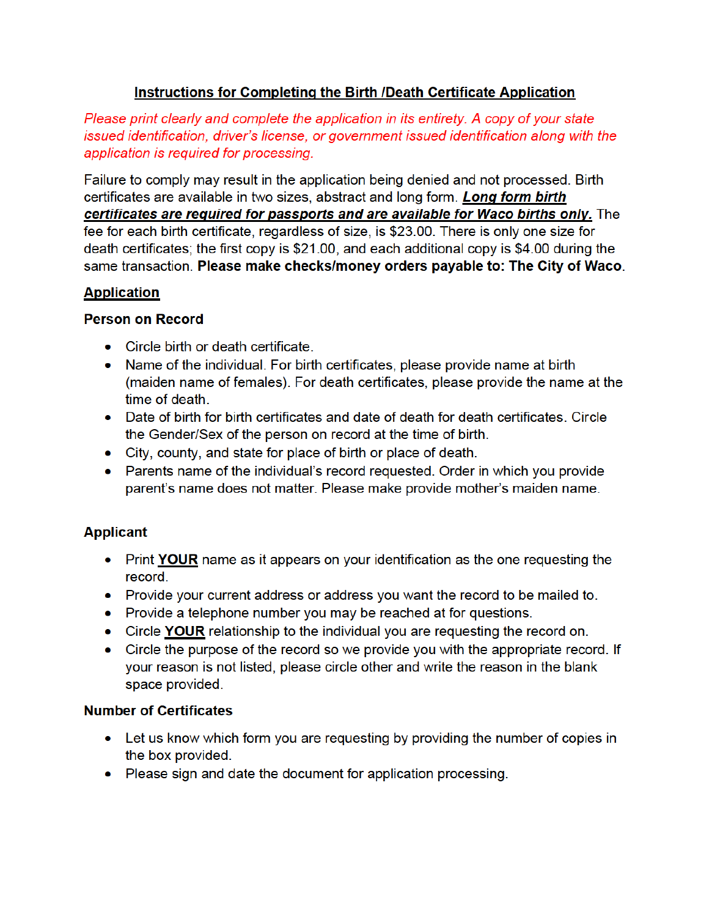# Instructions for Completing the Birth /Death Certificate Application

*Please print clearly and complete the application in its entirety. A copy of your state issued identification, driver's license, or government issued identification along with the application is required for processing.*

Failure to comply may result in the application being denied and not processed. Birth certificates are available in two sizes, abstract and long form. ***Long form birth certificates are required for passports and are available for Waco births only.*** The fee for each birth certificate, regardless of size, is $23.00. There is only one size for death certificates; the first copy is $21.00, and each additional copy is $4.00 during the same transaction. **Please make checks/money orders payable to: The City of Waco**.

## Application

### Person on Record

- Circle birth or death certificate.
- Name of the individual. For birth certificates, please provide name at birth (maiden name of females). For death certificates, please provide the name at the time of death.
- Date of birth for birth certificates and date of death for death certificates. Circle the Gender/Sex of the person on record at the time of birth.
- City, county, and state for place of birth or place of death.
- Parents name of the individual's record requested. Order in which you provide parent's name does not matter. Please make provide mother's maiden name.

### Applicant

- Print **YOUR** name as it appears on your identification as the one requesting the record.
- Provide your current address or address you want the record to be mailed to.
- Provide a telephone number you may be reached at for questions.
- Circle **YOUR** relationship to the individual you are requesting the record on.
- Circle the purpose of the record so we provide you with the appropriate record. If your reason is not listed, please circle other and write the reason in the blank space provided.

### Number of Certificates

- Let us know which form you are requesting by providing the number of copies in the box provided.
- Please sign and date the document for application processing.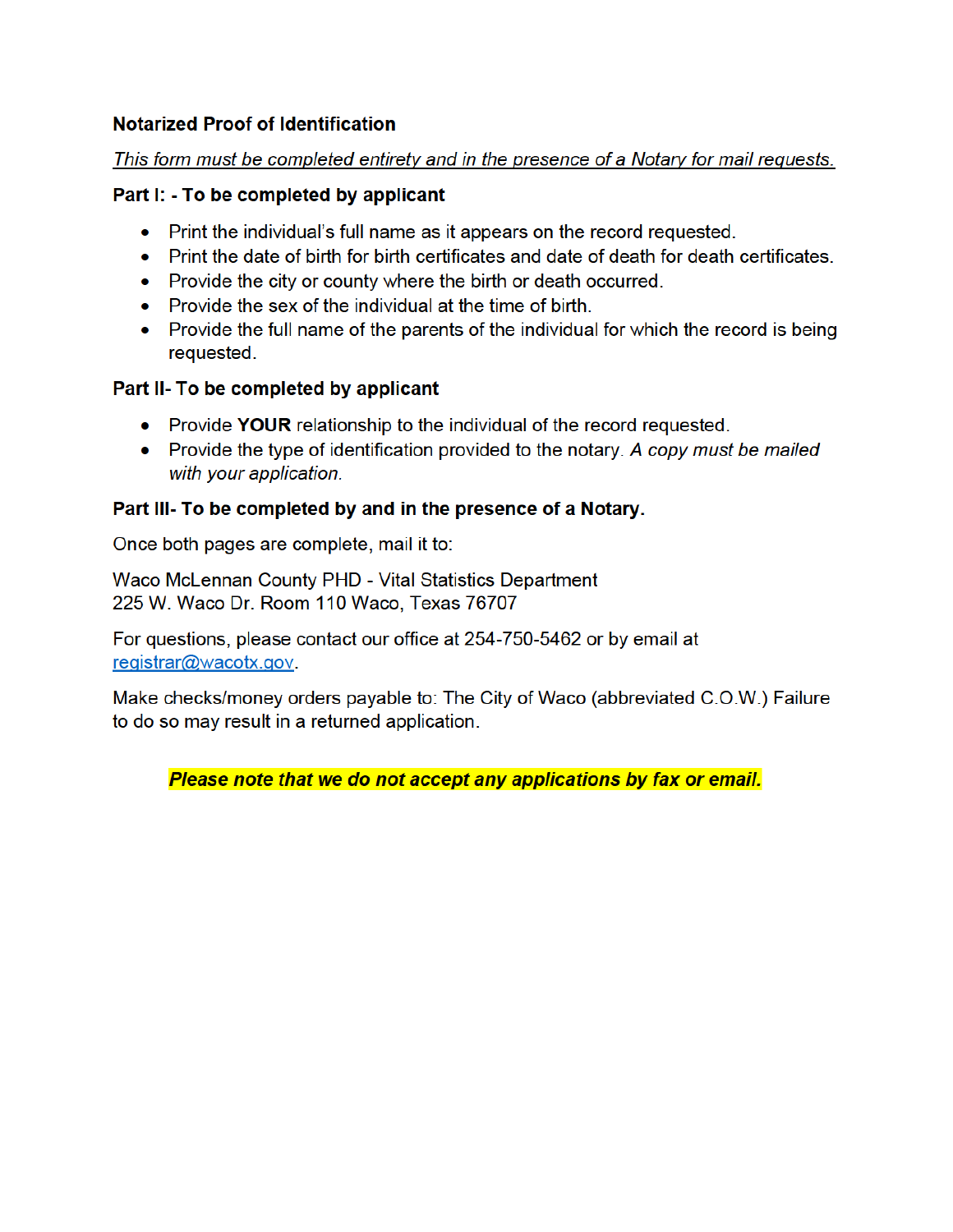**Notarized Proof of Identification**

*This form must be completed entirety and in the presence of a Notary for mail requests.*

**Part I: - To be completed by applicant**

- Print the individual's full name as it appears on the record requested.
- Print the date of birth for birth certificates and date of death for death certificates.
- Provide the city or county where the birth or death occurred.
- Provide the sex of the individual at the time of birth.
- Provide the full name of the parents of the individual for which the record is being requested.

**Part II- To be completed by applicant**

- Provide **YOUR** relationship to the individual of the record requested.
- Provide the type of identification provided to the notary. *A copy must be mailed with your application.*

**Part III- To be completed by and in the presence of a Notary.**

Once both pages are complete, mail it to:

Waco McLennan County PHD - Vital Statistics Department
225 W. Waco Dr. Room 110 Waco, Texas 76707

For questions, please contact our office at 254-750-5462 or by email at registrar@wacotx.gov.

Make checks/money orders payable to: The City of Waco (abbreviated C.O.W.) Failure to do so may result in a returned application.

***Please note that we do not accept any applications by fax or email.***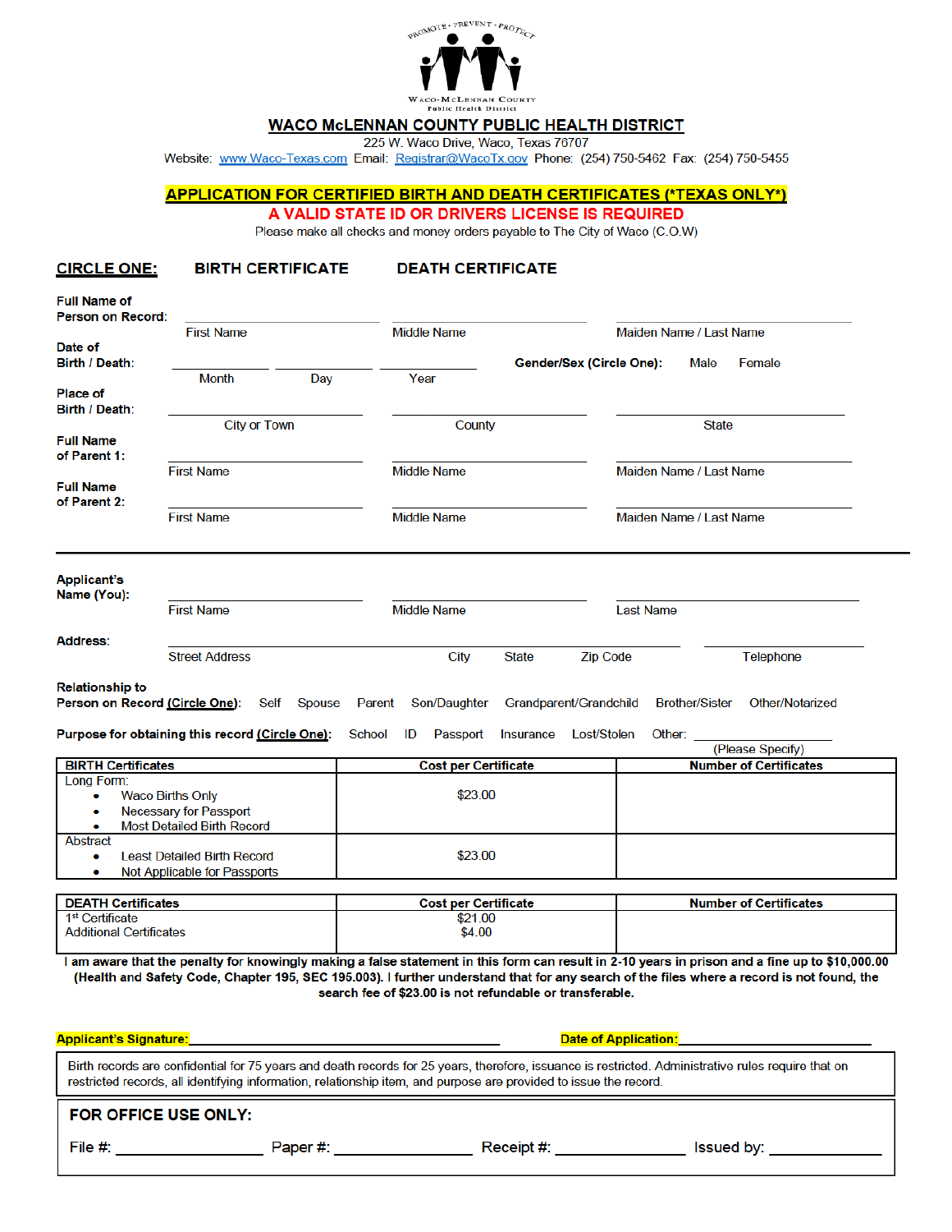PROMOTE · PREVENT · PROTECT

WACO-McLENNAN COUNTY Public Health District

# WACO McLENNAN COUNTY PUBLIC HEALTH DISTRICT

225 W. Waco Drive, Waco, Texas 76707

Website: www.Waco-Texas.com Email: Registrar@WacoTx.gov Phone: (254) 750-5462 Fax: (254) 750-5455

## APPLICATION FOR CERTIFIED BIRTH AND DEATH CERTIFICATES (*TEXAS ONLY*)

**A VALID STATE ID OR DRIVERS LICENSE IS REQUIRED**

Please make all checks and money orders payable to The City of Waco (C.O.W)

**CIRCLE ONE:** **BIRTH CERTIFICATE** **DEATH CERTIFICATE**

**Full Name of Person on Record:** ______________ First Name ______________ Middle Name ______________ Maiden Name / Last Name

**Date of Birth / Death:** ________ Month ________ Day ________ Year **Gender/Sex (Circle One):** Male Female

**Place of Birth / Death:** ______________ City or Town ______________ County ______________ State

**Full Name of Parent 1:** ______________ First Name ______________ Middle Name ______________ Maiden Name / Last Name

**Full Name of Parent 2:** ______________ First Name ______________ Middle Name ______________ Maiden Name / Last Name

---

**Applicant's Name (You):** ______________ First Name ______________ Middle Name ______________ Last Name

**Address:** ______________________________ Street Address City State Zip Code ______________ Telephone

**Relationship to Person on Record (Circle One):** Self Spouse Parent Son/Daughter Grandparent/Grandchild Brother/Sister Other/Notarized

**Purpose for obtaining this record (Circle One):** School ID Passport Insurance Lost/Stolen Other: ______________ (Please Specify)

| BIRTH Certificates | Cost per Certificate | Number of Certificates |
|---|---|---|
| Long Form:<br>• Waco Births Only<br>• Necessary for Passport<br>• Most Detailed Birth Record | $23.00 | |
| Abstract<br>• Least Detailed Birth Record<br>• Not Applicable for Passports | $23.00 | |

| DEATH Certificates | Cost per Certificate | Number of Certificates |
|---|---|---|
| 1st Certificate<br>Additional Certificates | $21.00<br>$4.00 | |

**I am aware that the penalty for knowingly making a false statement in this form can result in 2-10 years in prison and a fine up to $10,000.00 (Health and Safety Code, Chapter 195, SEC 195.003). I further understand that for any search of the files where a record is not found, the search fee of $23.00 is not refundable or transferable.**

**Applicant's Signature:** ______________________________ **Date of Application:** ______________

Birth records are confidential for 75 years and death records for 25 years, therefore, issuance is restricted. Administrative rules require that on restricted records, all identifying information, relationship item, and purpose are provided to issue the record.

**FOR OFFICE USE ONLY:**

File #: ______________ Paper #: ______________ Receipt #: ______________ Issued by: ______________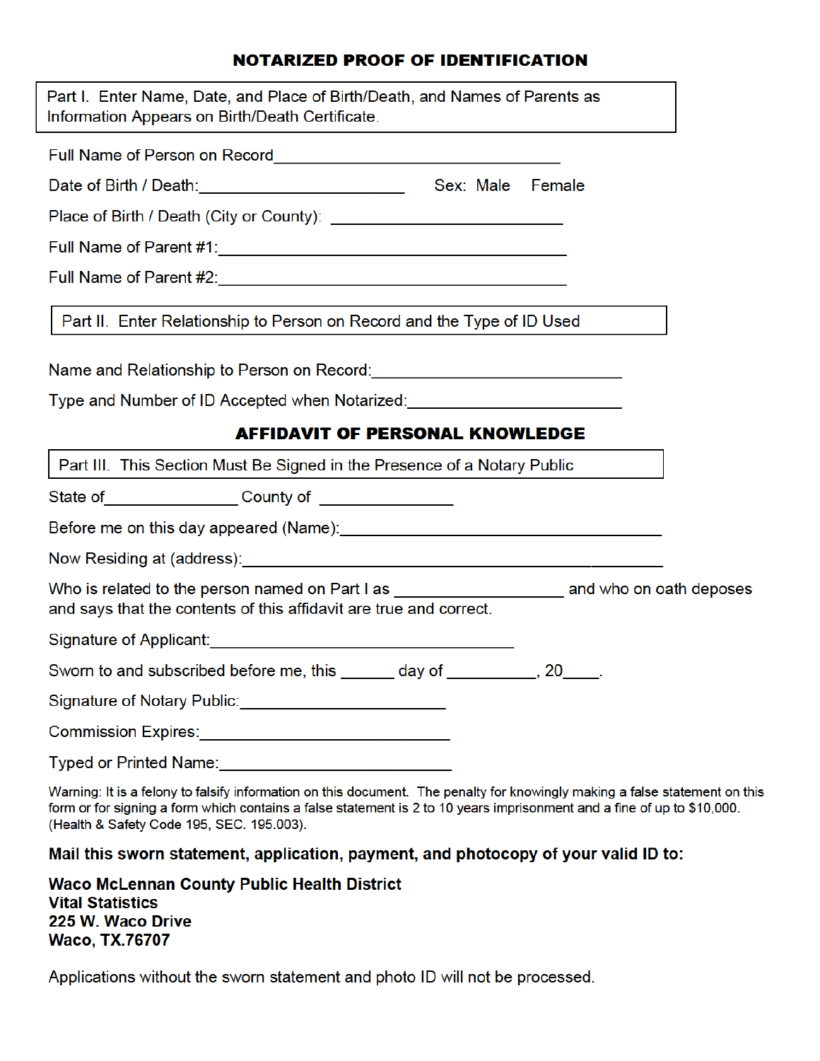## NOTARIZED PROOF OF IDENTIFICATION

Part I. Enter Name, Date, and Place of Birth/Death, and Names of Parents as Information Appears on Birth/Death Certificate.

Full Name of Person on Record_________________________________

Date of Birth / Death:______________________ Sex: Male Female

Place of Birth / Death (City or County): _________________________

Full Name of Parent #1:______________________________________

Full Name of Parent #2:______________________________________

Part II. Enter Relationship to Person on Record and the Type of ID Used

Name and Relationship to Person on Record:___________________________

Type and Number of ID Accepted when Notarized:______________________

## AFFIDAVIT OF PERSONAL KNOWLEDGE

Part III. This Section Must Be Signed in the Presence of a Notary Public

State of_______________ County of _______________

Before me on this day appeared (Name):___________________________________

Now Residing at (address):_______________________________________________

Who is related to the person named on Part I as ___________________ and who on oath deposes and says that the contents of this affidavit are true and correct.

Signature of Applicant:__________________________________

Sworn to and subscribed before me, this ______ day of __________, 20____.

Signature of Notary Public:______________________

Commission Expires:____________________________

Typed or Printed Name:_________________________

Warning: It is a felony to falsify information on this document. The penalty for knowingly making a false statement on this form or for signing a form which contains a false statement is 2 to 10 years imprisonment and a fine of up to $10,000. (Health & Safety Code 195, SEC. 195.003).

**Mail this sworn statement, application, payment, and photocopy of your valid ID to:**

**Waco McLennan County Public Health District**
**Vital Statistics**
**225 W. Waco Drive**
**Waco, TX.76707**

Applications without the sworn statement and photo ID will not be processed.